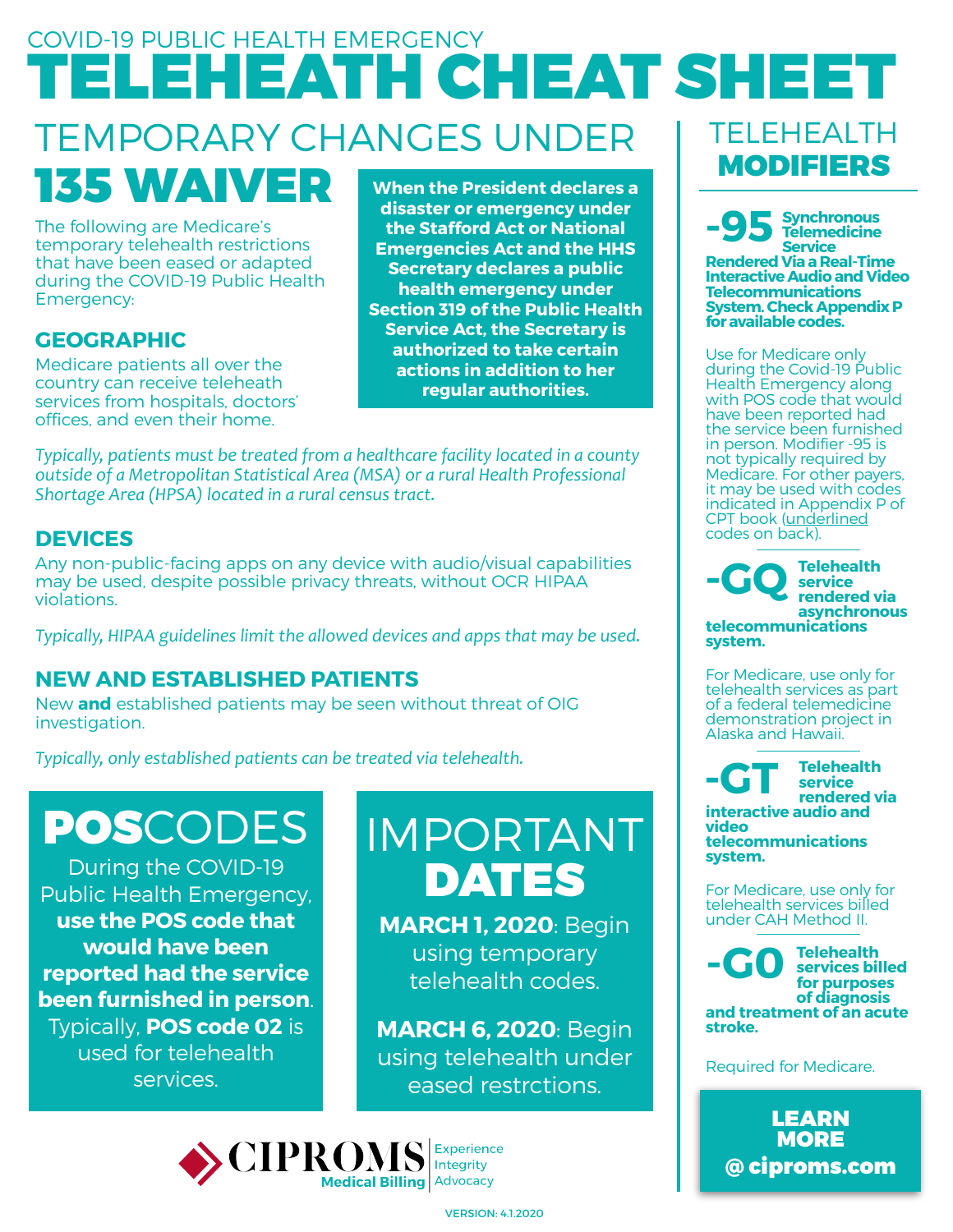COVID-19 PUBLIC HEALTH EMERGENCY

# TELEHEATH CHEAT SHEET

## TEMPORARY CHANGES UNDER 135 WAIVER

The following are Medicare's temporary telehealth restrictions that have been eased or adapted during the COVID-19 Public Health Emergency:

**When the President declares a disaster or emergency under the Stafford Act or National Emergencies Act and the HHS Secretary declares a public health emergency under Section 319 of the Public Health Service Act, the Secretary is authorized to take certain actions in addition to her regular authorities.**

### GEOGRAPHIC

Medicare patients all over the country can receive teleheath services from hospitals, doctors' offices, and even their home.

*Typically, patients must be treated from a healthcare facility located in a county outside of a Metropolitan Statistical Area (MSA) or a rural Health Professional Shortage Area (HPSA) located in a rural census tract.*

### DEVICES

Any non-public-facing apps on any device with audio/visual capabilities may be used, despite possible privacy threats, without OCR HIPAA violations.

*Typically, HIPAA guidelines limit the allowed devices and apps that may be used.*

### NEW AND ESTABLISHED PATIENTS

New **and** established patients may be seen without threat of OIG investigation.

*Typically, only established patients can be treated via telehealth.*

## POS CODES

During the COVID-19 Public Health Emergency, **use the POS code that would have been reported had the service been furnished in person**. Typically, **POS code 02** is used for telehealth services.

## IMPORTANT DATES

**MARCH 1, 2020**: Begin using temporary telehealth codes.

**MARCH 6, 2020**: Begin using telehealth under eased restrctions.

## TELEHEALTH MODIFIERS

**-95 Synchronous Telemedicine Service Rendered Via a Real-Time Interactive Audio and Video Telecommunications System. Check Appendix P for available codes.**

Use for Medicare only during the Covid-19 Public Health Emergency along with POS code that would have been reported had the service been furnished in person. Modifier -95 is not typically required by Medicare. For other payers, it may be used with codes indicated in Appendix P of CPT book (underlined codes on back).

**-GQ Telehealth service rendered via asynchronous telecommunications system.**

For Medicare, use only for telehealth services as part of a federal telemedicine demonstration project in Alaska and Hawaii.

**-GT Telehealth service rendered via interactive audio and video telecommunications system.**

For Medicare, use only for telehealth services billed under CAH Method II.

**-G0 Telehealth services billed for purposes of diagnosis and treatment of an acute stroke.**

Required for Medicare.

**LEARN MORE @ciproms.com**

CIPROMS Medical Billing | Experience Integrity Advocacy

VERSION: 4.1.2020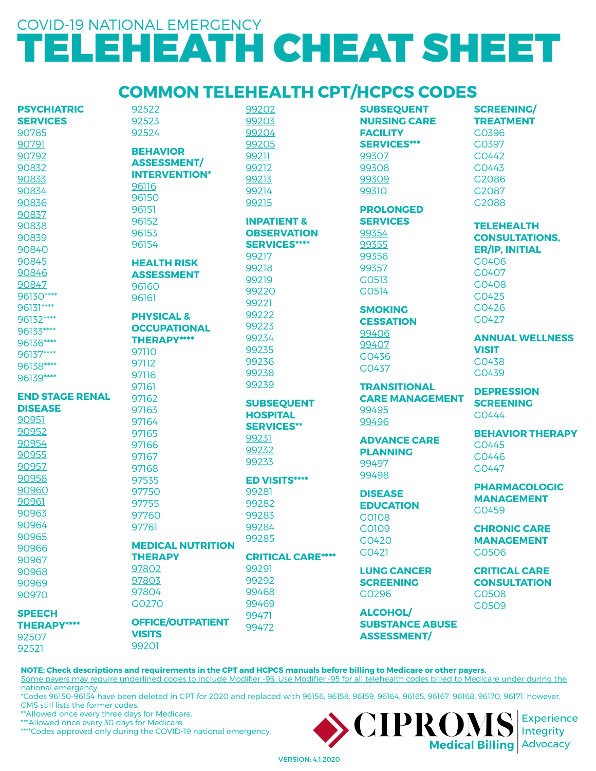COVID-19 NATIONAL EMERGENCY

# TELEHEATH CHEAT SHEET

## COMMON TELEHEALTH CPT/HCPCS CODES

**PSYCHIATRIC SERVICES**

90785
<u>90791</u>
<u>90792</u>
<u>90832</u>
<u>90833</u>
<u>90834</u>
<u>90836</u>
<u>90837</u>
<u>90838</u>
90839
90840
<u>90845</u>
<u>90846</u>
<u>90847</u>
96130****
96131****
96132****
96133****
96136****
96137****
96138****
96139****

**END STAGE RENAL DISEASE**

<u>90951</u>
<u>90952</u>
<u>90954</u>
<u>90955</u>
<u>90957</u>
<u>90958</u>
<u>90960</u>
<u>90961</u>
90963
90964
90965
90966
90967
90968
90969
90970

**SPEECH THERAPY****\*\*\***

92507
92521
92522
92523
92524

**BEHAVIOR ASSESSMENT/ INTERVENTION***

<u>96116</u>
96150
96151
96152
96153
96154

**HEALTH RISK ASSESSMENT**

96160
96161

**PHYSICAL & OCCUPATIONAL THERAPY******

97110
97112
97116
97161
97162
97163
97164
97165
97166
97167
97168
97535
97750
97755
97760
97761

**MEDICAL NUTRITION THERAPY**

<u>97802</u>
<u>97803</u>
<u>97804</u>
G0270

**OFFICE/OUTPATIENT VISITS**

<u>99201</u>
<u>99202</u>
<u>99203</u>
<u>99204</u>
<u>99205</u>
<u>99211</u>
<u>99212</u>
<u>99213</u>
<u>99214</u>
<u>99215</u>

**INPATIENT & OBSERVATION SERVICES******

99217
99218
99219
99220
99221
99222
99223
99234
99235
99236
99238
99239

**SUBSEQUENT HOSPITAL SERVICES****

<u>99231</u>
<u>99232</u>
<u>99233</u>

**ED VISITS******

99281
99282
99283
99284
99285

**CRITICAL CARE******

99291
99292
99468
99469
99471
99472

**SUBSEQUENT NURSING CARE FACILITY SERVICES*****

<u>99307</u>
<u>99308</u>
<u>99309</u>
<u>99310</u>

**PROLONGED SERVICES**

<u>99354</u>
<u>99355</u>
99356
99357
G0513
G0514

**SMOKING CESSATION**

<u>99406</u>
<u>99407</u>
G0436
G0437

**TRANSITIONAL CARE MANAGEMENT**

<u>99495</u>
<u>99496</u>

**ADVANCE CARE PLANNING**

99497
99498

**DISEASE EDUCATION**

G0108
G0109
G0420
G0421

**LUNG CANCER SCREENING**

G0296

**ALCOHOL/ SUBSTANCE ABUSE ASSESSMENT/**

**SCREENING/ TREATMENT**

G0396
G0397
G0442
G0443
G2086
G2087
G2088

**TELEHEALTH CONSULTATIONS, ER/IP, INITIAL**

G0406
G0407
G0408
G0425
G0426
G0427

**ANNUAL WELLNESS VISIT**

G0438
G0439

**DEPRESSION SCREENING**

G0444

**BEHAVIOR THERAPY**

G0445
G0446
G0447

**PHARMACOLOGIC MANAGEMENT**

G0459

**CHRONIC CARE MANAGEMENT**

G0506

**CRITICAL CARE CONSULTATION**

G0508
G0509

**NOTE: Check descriptions and requirements in the CPT and HCPCS manuals before billing to Medicare or other payers.**

<u>Some payers may require underlined codes to include Modifier -95. Use Modifier -95 for all telehealth codes billed to Medicare under during the national emergency.</u>

*Codes 96150-96154 have been deleted in CPT for 2020 and replaced with 96156, 96158, 96159, 96164, 96165, 96167, 96168, 96170, 96171, however, CMS still lists the former codes.

**Allowed once every three days for Medicare.

***Allowed once every 30 days for Medicare.

****Codes approved only during the COVID-19 national emergency.

CIPROMS Medical Billing | Experience Integrity Advocacy

VERSION: 4.1.2020